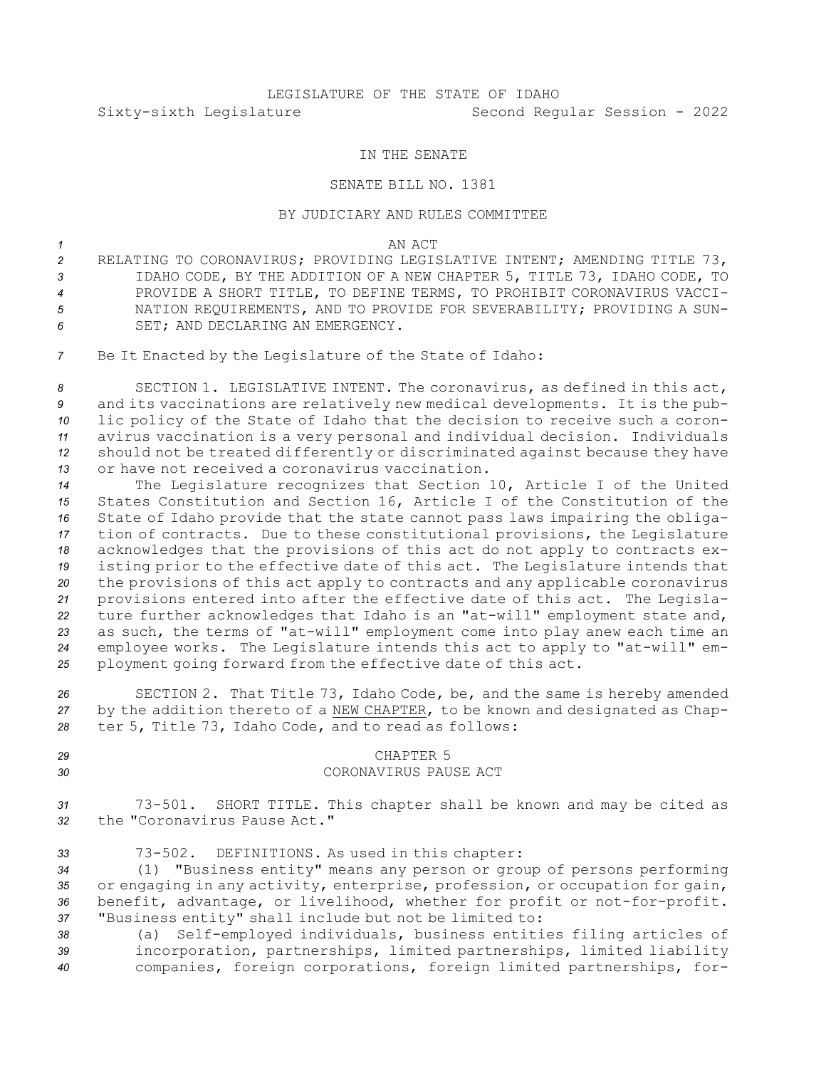LEGISLATURE OF THE STATE OF IDAHO

Sixty-sixth Legislature Second Regular Session - 2022

IN THE SENATE

SENATE BILL NO. 1381

BY JUDICIARY AND RULES COMMITTEE

AN ACT

RELATING TO CORONAVIRUS; PROVIDING LEGISLATIVE INTENT; AMENDING TITLE 73, IDAHO CODE, BY THE ADDITION OF A NEW CHAPTER 5, TITLE 73, IDAHO CODE, TO PROVIDE A SHORT TITLE, TO DEFINE TERMS, TO PROHIBIT CORONAVIRUS VACCINATION REQUIREMENTS, AND TO PROVIDE FOR SEVERABILITY; PROVIDING A SUNSET; AND DECLARING AN EMERGENCY.

Be It Enacted by the Legislature of the State of Idaho:

SECTION 1. LEGISLATIVE INTENT. The coronavirus, as defined in this act, and its vaccinations are relatively new medical developments. It is the public policy of the State of Idaho that the decision to receive such a coronavirus vaccination is a very personal and individual decision. Individuals should not be treated differently or discriminated against because they have or have not received a coronavirus vaccination.

The Legislature recognizes that Section 10, Article I of the United States Constitution and Section 16, Article I of the Constitution of the State of Idaho provide that the state cannot pass laws impairing the obligation of contracts. Due to these constitutional provisions, the Legislature acknowledges that the provisions of this act do not apply to contracts existing prior to the effective date of this act. The Legislature intends that the provisions of this act apply to contracts and any applicable coronavirus provisions entered into after the effective date of this act. The Legislature further acknowledges that Idaho is an "at-will" employment state and, as such, the terms of "at-will" employment come into play anew each time an employee works. The Legislature intends this act to apply to "at-will" employment going forward from the effective date of this act.

SECTION 2. That Title 73, Idaho Code, be, and the same is hereby amended by the addition thereto of a NEW CHAPTER, to be known and designated as Chapter 5, Title 73, Idaho Code, and to read as follows:

CHAPTER 5

CORONAVIRUS PAUSE ACT

73-501. SHORT TITLE. This chapter shall be known and may be cited as the "Coronavirus Pause Act."

73-502. DEFINITIONS. As used in this chapter:

(1) "Business entity" means any person or group of persons performing or engaging in any activity, enterprise, profession, or occupation for gain, benefit, advantage, or livelihood, whether for profit or not-for-profit. "Business entity" shall include but not be limited to:

(a) Self-employed individuals, business entities filing articles of incorporation, partnerships, limited partnerships, limited liability companies, foreign corporations, foreign limited partnerships, for-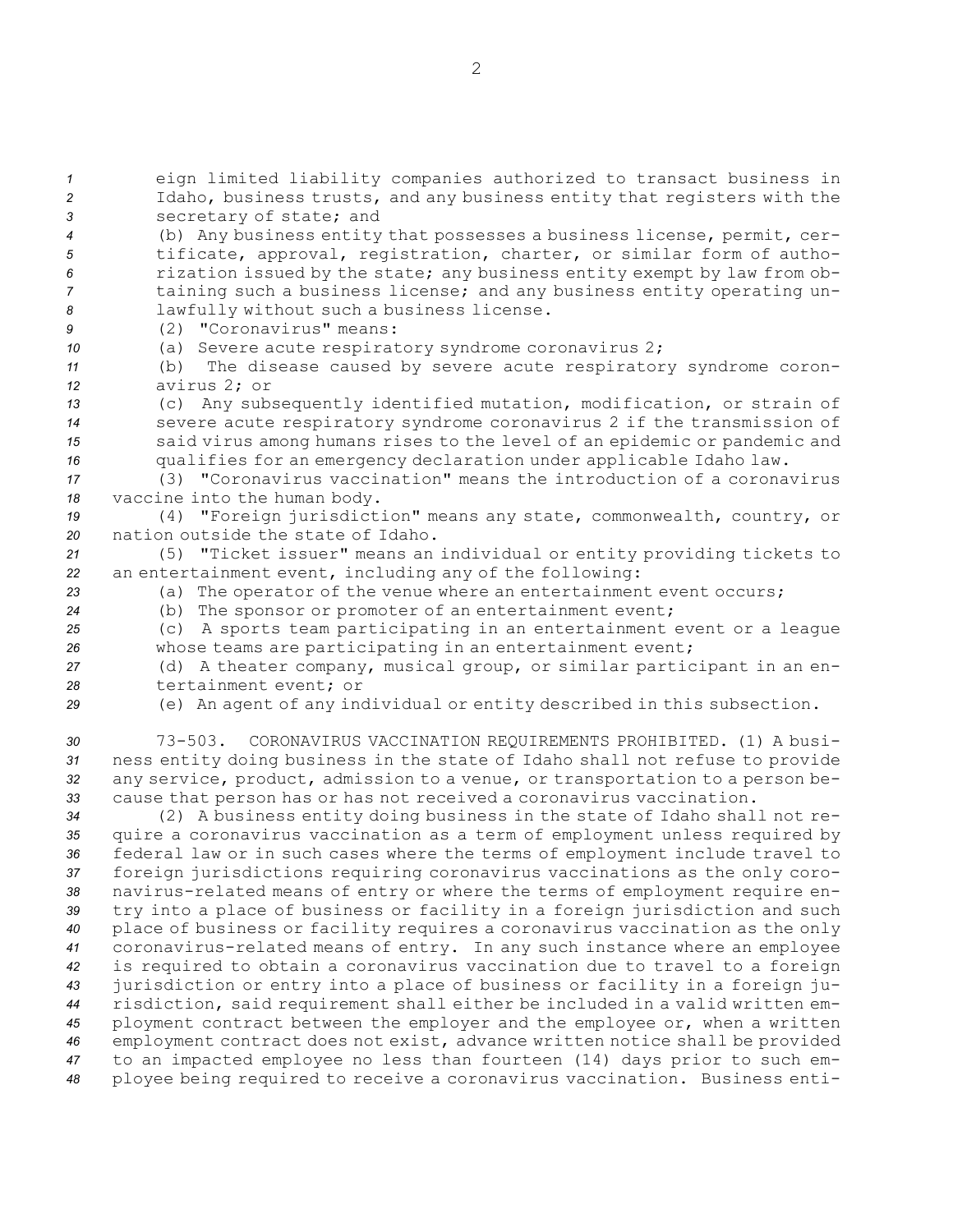eign limited liability companies authorized to transact business in Idaho, business trusts, and any business entity that registers with the secretary of state; and

(b) Any business entity that possesses a business license, permit, certificate, approval, registration, charter, or similar form of authorization issued by the state; any business entity exempt by law from obtaining such a business license; and any business entity operating unlawfully without such a business license.

(2) "Coronavirus" means:

(a) Severe acute respiratory syndrome coronavirus 2;

(b) The disease caused by severe acute respiratory syndrome coronavirus 2; or

(c) Any subsequently identified mutation, modification, or strain of severe acute respiratory syndrome coronavirus 2 if the transmission of said virus among humans rises to the level of an epidemic or pandemic and qualifies for an emergency declaration under applicable Idaho law.

(3) "Coronavirus vaccination" means the introduction of a coronavirus vaccine into the human body.

(4) "Foreign jurisdiction" means any state, commonwealth, country, or nation outside the state of Idaho.

(5) "Ticket issuer" means an individual or entity providing tickets to an entertainment event, including any of the following:

(a) The operator of the venue where an entertainment event occurs;

(b) The sponsor or promoter of an entertainment event;

(c) A sports team participating in an entertainment event or a league whose teams are participating in an entertainment event;

(d) A theater company, musical group, or similar participant in an entertainment event; or

(e) An agent of any individual or entity described in this subsection.

73-503. CORONAVIRUS VACCINATION REQUIREMENTS PROHIBITED. (1) A business entity doing business in the state of Idaho shall not refuse to provide any service, product, admission to a venue, or transportation to a person because that person has or has not received a coronavirus vaccination.

(2) A business entity doing business in the state of Idaho shall not require a coronavirus vaccination as a term of employment unless required by federal law or in such cases where the terms of employment include travel to foreign jurisdictions requiring coronavirus vaccinations as the only coronavirus-related means of entry or where the terms of employment require entry into a place of business or facility in a foreign jurisdiction and such place of business or facility requires a coronavirus vaccination as the only coronavirus-related means of entry. In any such instance where an employee is required to obtain a coronavirus vaccination due to travel to a foreign jurisdiction or entry into a place of business or facility in a foreign jurisdiction, said requirement shall either be included in a valid written employment contract between the employer and the employee or, when a written employment contract does not exist, advance written notice shall be provided to an impacted employee no less than fourteen (14) days prior to such employee being required to receive a coronavirus vaccination. Business enti-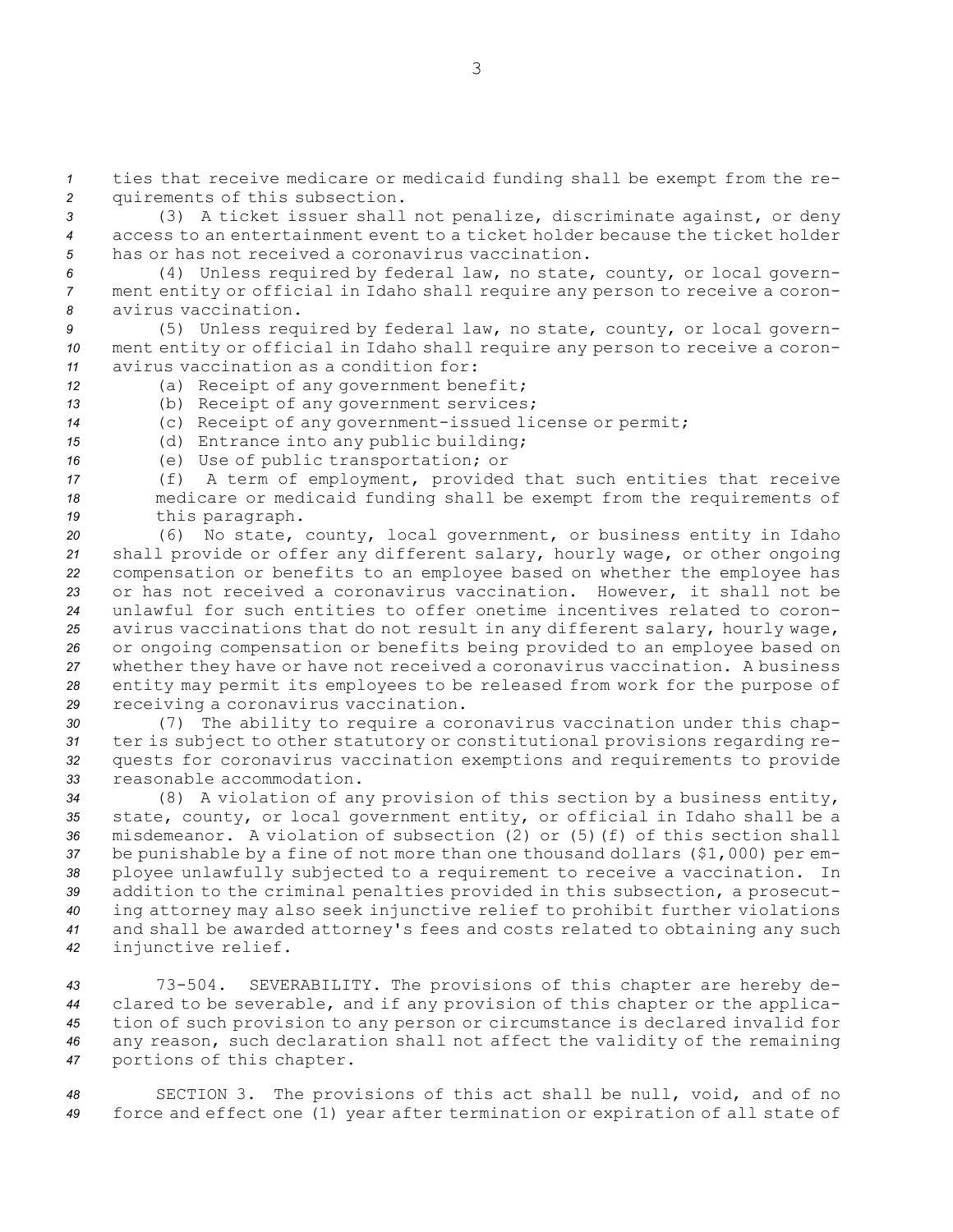ties that receive medicare or medicaid funding shall be exempt from the requirements of this subsection.

(3) A ticket issuer shall not penalize, discriminate against, or deny access to an entertainment event to a ticket holder because the ticket holder has or has not received a coronavirus vaccination.

(4) Unless required by federal law, no state, county, or local government entity or official in Idaho shall require any person to receive a coronavirus vaccination.

(5) Unless required by federal law, no state, county, or local government entity or official in Idaho shall require any person to receive a coronavirus vaccination as a condition for:

(a) Receipt of any government benefit;

(b) Receipt of any government services;

(c) Receipt of any government-issued license or permit;

(d) Entrance into any public building;

(e) Use of public transportation; or

(f) A term of employment, provided that such entities that receive medicare or medicaid funding shall be exempt from the requirements of this paragraph.

(6) No state, county, local government, or business entity in Idaho shall provide or offer any different salary, hourly wage, or other ongoing compensation or benefits to an employee based on whether the employee has or has not received a coronavirus vaccination. However, it shall not be unlawful for such entities to offer onetime incentives related to coronavirus vaccinations that do not result in any different salary, hourly wage, or ongoing compensation or benefits being provided to an employee based on whether they have or have not received a coronavirus vaccination. A business entity may permit its employees to be released from work for the purpose of receiving a coronavirus vaccination.

(7) The ability to require a coronavirus vaccination under this chapter is subject to other statutory or constitutional provisions regarding requests for coronavirus vaccination exemptions and requirements to provide reasonable accommodation.

(8) A violation of any provision of this section by a business entity, state, county, or local government entity, or official in Idaho shall be a misdemeanor. A violation of subsection (2) or (5)(f) of this section shall be punishable by a fine of not more than one thousand dollars ($1,000) per employee unlawfully subjected to a requirement to receive a vaccination. In addition to the criminal penalties provided in this subsection, a prosecuting attorney may also seek injunctive relief to prohibit further violations and shall be awarded attorney's fees and costs related to obtaining any such injunctive relief.

73-504. SEVERABILITY. The provisions of this chapter are hereby declared to be severable, and if any provision of this chapter or the application of such provision to any person or circumstance is declared invalid for any reason, such declaration shall not affect the validity of the remaining portions of this chapter.

SECTION 3. The provisions of this act shall be null, void, and of no force and effect one (1) year after termination or expiration of all state of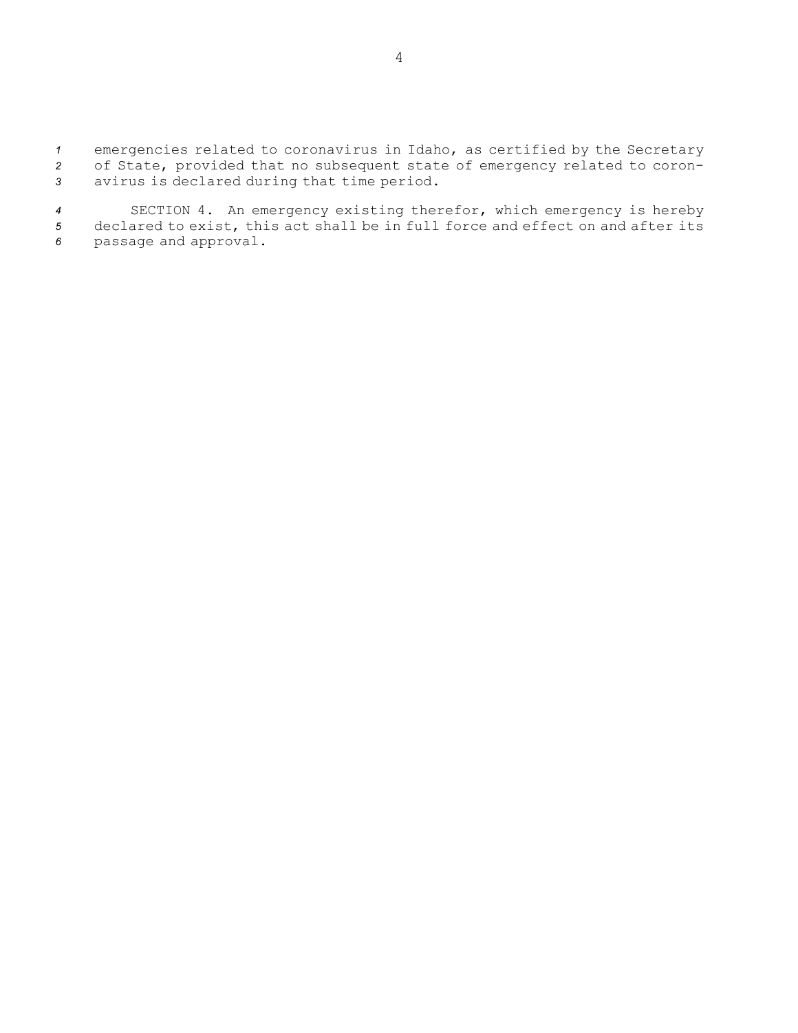emergencies related to coronavirus in Idaho, as certified by the Secretary of State, provided that no subsequent state of emergency related to coronavirus is declared during that time period.

SECTION 4. An emergency existing therefor, which emergency is hereby declared to exist, this act shall be in full force and effect on and after its passage and approval.